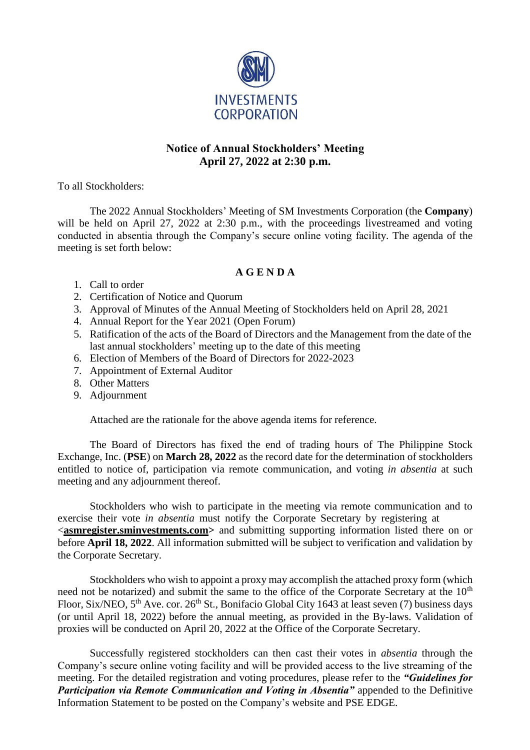SM INVESTMENTS CORPORATION

## Notice of Annual Stockholders' Meeting
## April 27, 2022 at 2:30 p.m.

To all Stockholders:

The 2022 Annual Stockholders' Meeting of SM Investments Corporation (the **Company**) will be held on April 27, 2022 at 2:30 p.m., with the proceedings livestreamed and voting conducted in absentia through the Company's secure online voting facility. The agenda of the meeting is set forth below:

### A G E N D A

1. Call to order
2. Certification of Notice and Quorum
3. Approval of Minutes of the Annual Meeting of Stockholders held on April 28, 2021
4. Annual Report for the Year 2021 (Open Forum)
5. Ratification of the acts of the Board of Directors and the Management from the date of the last annual stockholders' meeting up to the date of this meeting
6. Election of Members of the Board of Directors for 2022-2023
7. Appointment of External Auditor
8. Other Matters
9. Adjournment

Attached are the rationale for the above agenda items for reference.

The Board of Directors has fixed the end of trading hours of The Philippine Stock Exchange, Inc. (**PSE**) on **March 28, 2022** as the record date for the determination of stockholders entitled to notice of, participation via remote communication, and voting *in absentia* at such meeting and any adjournment thereof.

Stockholders who wish to participate in the meeting via remote communication and to exercise their vote *in absentia* must notify the Corporate Secretary by registering at <**asmregister.sminvestments.com**> and submitting supporting information listed there on or before **April 18, 2022**. All information submitted will be subject to verification and validation by the Corporate Secretary.

Stockholders who wish to appoint a proxy may accomplish the attached proxy form (which need not be notarized) and submit the same to the office of the Corporate Secretary at the 10th Floor, Six/NEO, 5th Ave. cor. 26th St., Bonifacio Global City 1643 at least seven (7) business days (or until April 18, 2022) before the annual meeting, as provided in the By-laws. Validation of proxies will be conducted on April 20, 2022 at the Office of the Corporate Secretary.

Successfully registered stockholders can then cast their votes in *absentia* through the Company's secure online voting facility and will be provided access to the live streaming of the meeting. For the detailed registration and voting procedures, please refer to the ***"Guidelines for Participation via Remote Communication and Voting in Absentia"*** appended to the Definitive Information Statement to be posted on the Company's website and PSE EDGE.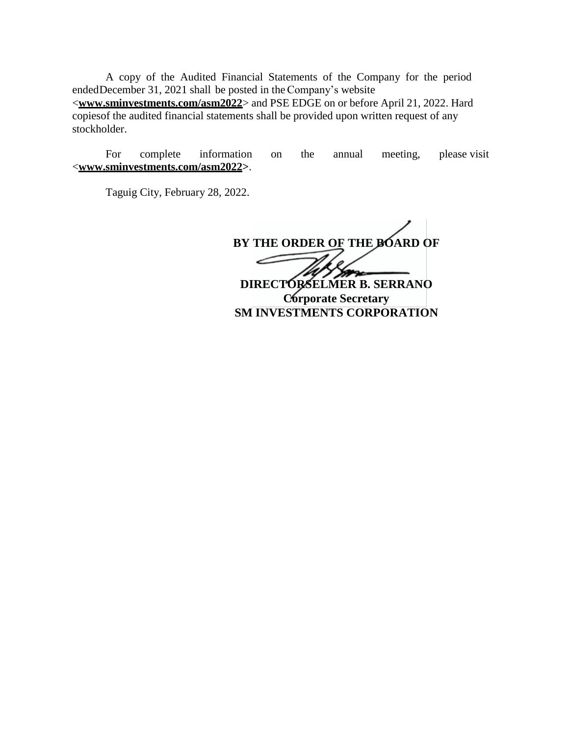A copy of the Audited Financial Statements of the Company for the period ended December 31, 2021 shall be posted in the Company's website <**www.sminvestments.com/asm2022**> and PSE EDGE on or before April 21, 2022. Hard copies of the audited financial statements shall be provided upon written request of any stockholder.

For complete information on the annual meeting, please visit <**www.sminvestments.com/asm2022**>.

Taguig City, February 28, 2022.

**BY THE ORDER OF THE BOARD OF DIRECTORS**

**ELMER B. SERRANO**
**Corporate Secretary**
**SM INVESTMENTS CORPORATION**